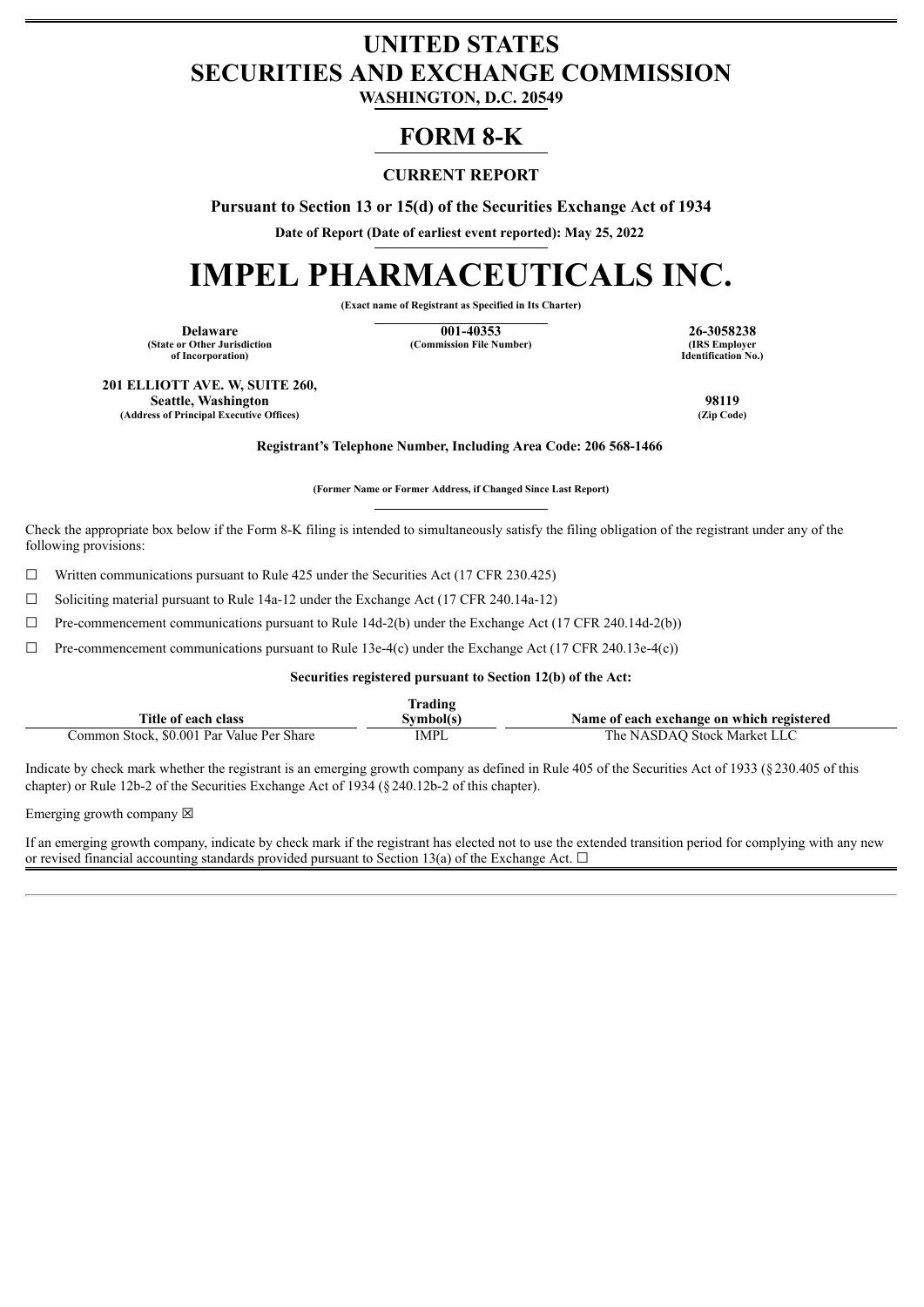# UNITED STATES
# SECURITIES AND EXCHANGE COMMISSION

**WASHINGTON, D.C. 20549**

# FORM 8-K

**CURRENT REPORT**

**Pursuant to Section 13 or 15(d) of the Securities Exchange Act of 1934**

**Date of Report (Date of earliest event reported): May 25, 2022**

# IMPEL PHARMACEUTICALS INC.

**(Exact name of Registrant as Specified in Its Charter)**

| Delaware | 001-40353 | 26-3058238 |
|---|---|---|
| (State or Other Jurisdiction of Incorporation) | (Commission File Number) | (IRS Employer Identification No.) |

| 201 ELLIOTT AVE. W, SUITE 260, Seattle, Washington | 98119 |
|---|---|
| (Address of Principal Executive Offices) | (Zip Code) |

**Registrant's Telephone Number, Including Area Code: 206 568-1466**

**(Former Name or Former Address, if Changed Since Last Report)**

Check the appropriate box below if the Form 8-K filing is intended to simultaneously satisfy the filing obligation of the registrant under any of the following provisions:

☐ Written communications pursuant to Rule 425 under the Securities Act (17 CFR 230.425)

☐ Soliciting material pursuant to Rule 14a-12 under the Exchange Act (17 CFR 240.14a-12)

☐ Pre-commencement communications pursuant to Rule 14d-2(b) under the Exchange Act (17 CFR 240.14d-2(b))

☐ Pre-commencement communications pursuant to Rule 13e-4(c) under the Exchange Act (17 CFR 240.13e-4(c))

**Securities registered pursuant to Section 12(b) of the Act:**

| Title of each class | Trading Symbol(s) | Name of each exchange on which registered |
|---|---|---|
| Common Stock, $0.001 Par Value Per Share | IMPL | The NASDAQ Stock Market LLC |

Indicate by check mark whether the registrant is an emerging growth company as defined in Rule 405 of the Securities Act of 1933 (§230.405 of this chapter) or Rule 12b-2 of the Securities Exchange Act of 1934 (§240.12b-2 of this chapter).

Emerging growth company ☒

If an emerging growth company, indicate by check mark if the registrant has elected not to use the extended transition period for complying with any new or revised financial accounting standards provided pursuant to Section 13(a) of the Exchange Act. ☐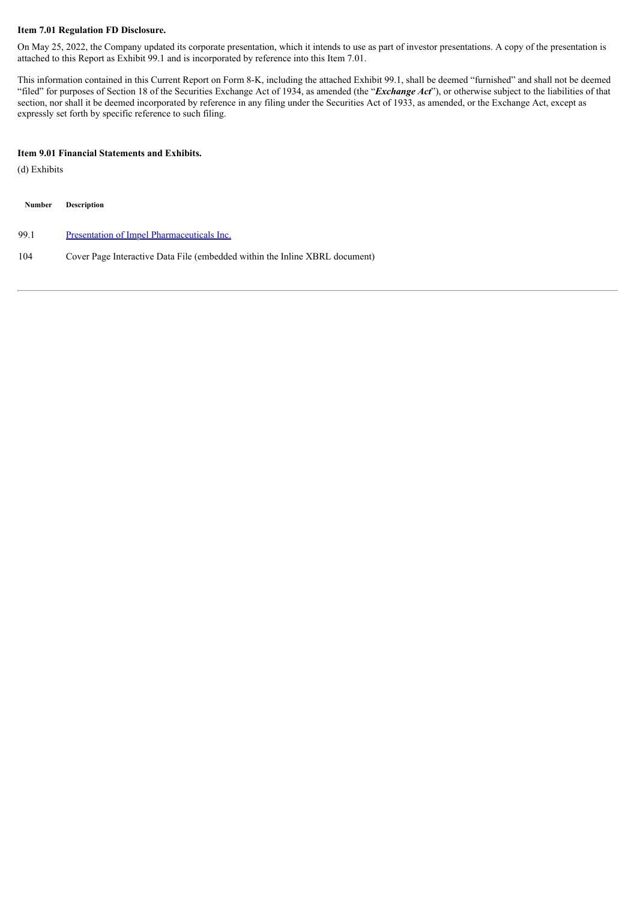**Item 7.01 Regulation FD Disclosure.**

On May 25, 2022, the Company updated its corporate presentation, which it intends to use as part of investor presentations. A copy of the presentation is attached to this Report as Exhibit 99.1 and is incorporated by reference into this Item 7.01.

This information contained in this Current Report on Form 8-K, including the attached Exhibit 99.1, shall be deemed "furnished" and shall not be deemed "filed" for purposes of Section 18 of the Securities Exchange Act of 1934, as amended (the "***Exchange Act***"), or otherwise subject to the liabilities of that section, nor shall it be deemed incorporated by reference in any filing under the Securities Act of 1933, as amended, or the Exchange Act, except as expressly set forth by specific reference to such filing.

**Item 9.01 Financial Statements and Exhibits.**

(d) Exhibits

| Number | Description |
|---|---|
| 99.1 | Presentation of Impel Pharmaceuticals Inc. |
| 104 | Cover Page Interactive Data File (embedded within the Inline XBRL document) |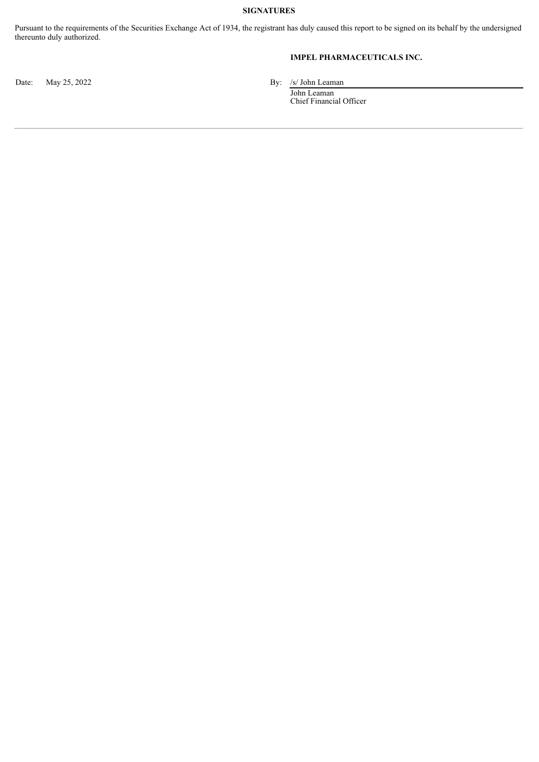## SIGNATURES

Pursuant to the requirements of the Securities Exchange Act of 1934, the registrant has duly caused this report to be signed on its behalf by the undersigned thereunto duly authorized.

**IMPEL PHARMACEUTICALS INC.**

Date: May 25, 2022

By: /s/ John Leaman
John Leaman
Chief Financial Officer